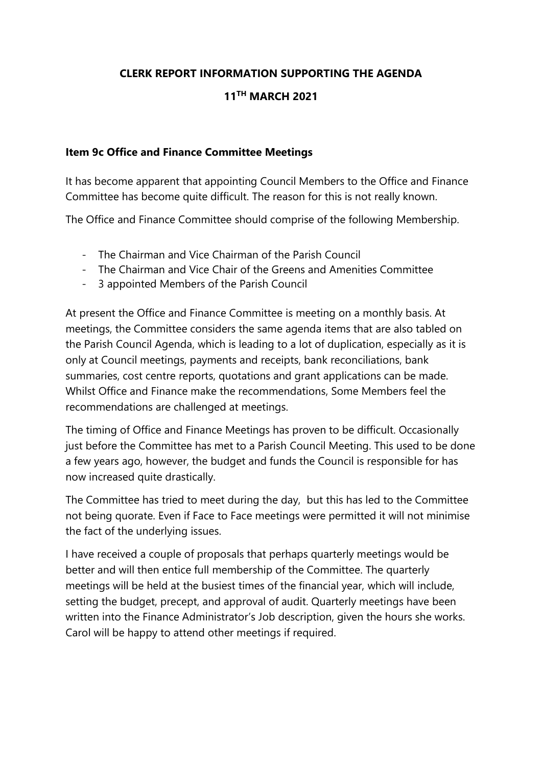**CLERK REPORT INFORMATION SUPPORTING THE AGENDA**

**11TH MARCH 2021**

**Item 9c Office and Finance Committee Meetings**

It has become apparent that appointing Council Members to the Office and Finance Committee has become quite difficult. The reason for this is not really known.

The Office and Finance Committee should comprise of the following Membership.

- The Chairman and Vice Chairman of the Parish Council
- The Chairman and Vice Chair of the Greens and Amenities Committee
- 3 appointed Members of the Parish Council

At present the Office and Finance Committee is meeting on a monthly basis. At meetings, the Committee considers the same agenda items that are also tabled on the Parish Council Agenda, which is leading to a lot of duplication, especially as it is only at Council meetings, payments and receipts, bank reconciliations, bank summaries, cost centre reports, quotations and grant applications can be made. Whilst Office and Finance make the recommendations, Some Members feel the recommendations are challenged at meetings.

The timing of Office and Finance Meetings has proven to be difficult. Occasionally just before the Committee has met to a Parish Council Meeting. This used to be done a few years ago, however, the budget and funds the Council is responsible for has now increased quite drastically.

The Committee has tried to meet during the day, but this has led to the Committee not being quorate. Even if Face to Face meetings were permitted it will not minimise the fact of the underlying issues.

I have received a couple of proposals that perhaps quarterly meetings would be better and will then entice full membership of the Committee. The quarterly meetings will be held at the busiest times of the financial year, which will include, setting the budget, precept, and approval of audit. Quarterly meetings have been written into the Finance Administrator's Job description, given the hours she works. Carol will be happy to attend other meetings if required.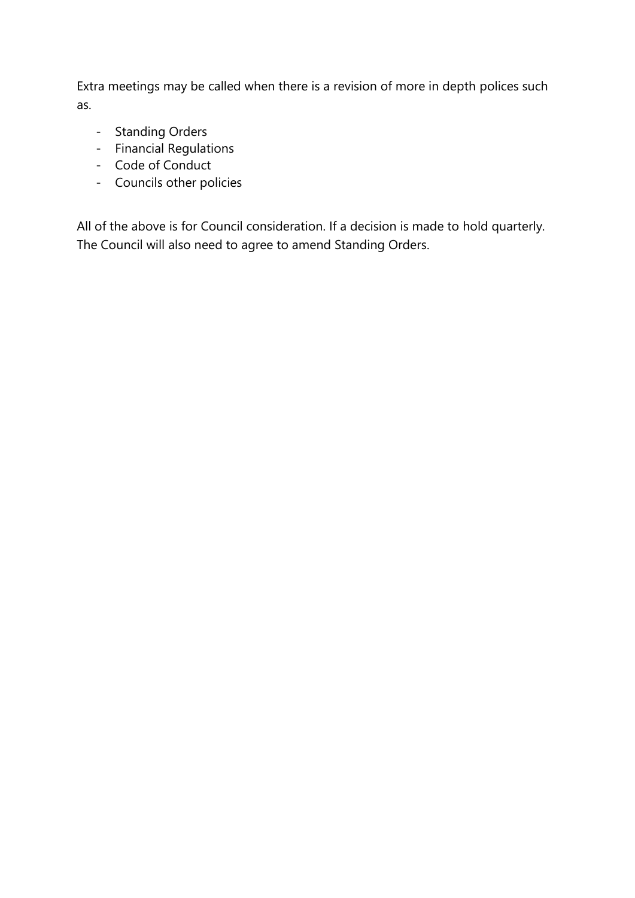Extra meetings may be called when there is a revision of more in depth polices such as.

- Standing Orders
- Financial Regulations
- Code of Conduct
- Councils other policies

All of the above is for Council consideration. If a decision is made to hold quarterly. The Council will also need to agree to amend Standing Orders.